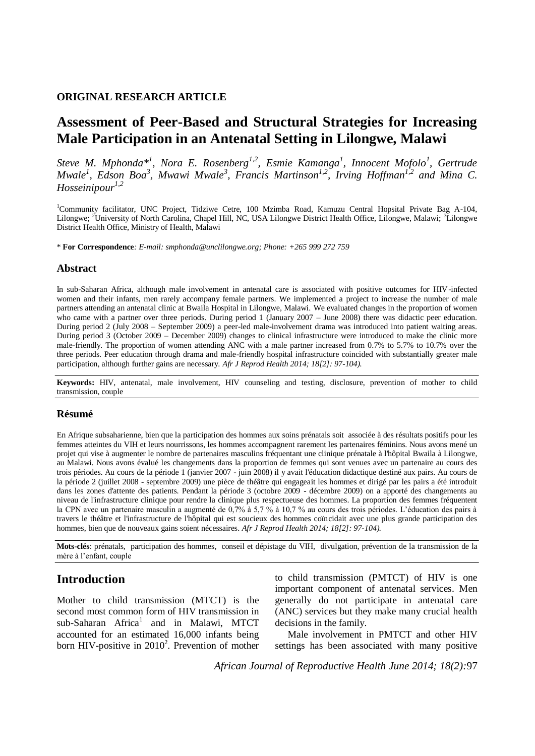**ORIGINAL RESEARCH ARTICLE**

# Assessment of Peer-Based and Structural Strategies for Increasing Male Participation in an Antenatal Setting in Lilongwe, Malawi

*Steve M. Mphonda*[1], Nora E. Rosenberg[1,2], Esmie Kamanga[1], Innocent Mofolo[1], Gertrude Mwale[1], Edson Boa[3], Mwawi Mwale[3], Francis Martinson[1,2], Irving Hoffman[1,2] and Mina C. Hosseinipour[1,2]*

[1]Community facilitator, UNC Project, Tidziwe Centre, 100 Mzimba Road, Kamuzu Central Hopsital Private Bag A-104, Lilongwe; [2]University of North Carolina, Chapel Hill, NC, USA Lilongwe District Health Office, Lilongwe, Malawi; [3]Lilongwe District Health Office, Ministry of Health, Malawi

\* **For Correspondence***: E-mail: smphonda@unclilongwe.org; Phone: +265 999 272 759*

## Abstract

In sub-Saharan Africa, although male involvement in antenatal care is associated with positive outcomes for HIV-infected women and their infants, men rarely accompany female partners. We implemented a project to increase the number of male partners attending an antenatal clinic at Bwaila Hospital in Lilongwe, Malawi. We evaluated changes in the proportion of women who came with a partner over three periods. During period 1 (January 2007 – June 2008) there was didactic peer education. During period 2 (July 2008 – September 2009) a peer-led male-involvement drama was introduced into patient waiting areas. During period 3 (October 2009 – December 2009) changes to clinical infrastructure were introduced to make the clinic more male-friendly. The proportion of women attending ANC with a male partner increased from 0.7% to 5.7% to 10.7% over the three periods. Peer education through drama and male-friendly hospital infrastructure coincided with substantially greater male participation, although further gains are necessary. *Afr J Reprod Health 2014; 18[2]: 97-104).*

**Keywords:** HIV, antenatal, male involvement, HIV counseling and testing, disclosure, prevention of mother to child transmission, couple

## Résumé

En Afrique subsaharienne, bien que la participation des hommes aux soins prénatals soit associée à des résultats positifs pour les femmes atteintes du VIH et leurs nourrissons, les hommes accompagnent rarement les partenaires féminins. Nous avons mené un projet qui vise à augmenter le nombre de partenaires masculins fréquentant une clinique prénatale à l'hôpital Bwaila à Lilongwe, au Malawi. Nous avons évalué les changements dans la proportion de femmes qui sont venues avec un partenaire au cours des trois périodes. Au cours de la période 1 (janvier 2007 - juin 2008) il y avait l'éducation didactique destiné aux pairs. Au cours de la période 2 (juillet 2008 - septembre 2009) une pièce de théâtre qui engageait les hommes et dirigé par les pairs a été introduit dans les zones d'attente des patients. Pendant la période 3 (octobre 2009 - décembre 2009) on a apporté des changements au niveau de l'infrastructure clinique pour rendre la clinique plus respectueuse des hommes. La proportion des femmes fréquentent la CPN avec un partenaire masculin a augmenté de 0,7% à 5,7 % à 10,7 % au cours des trois périodes. L'éducation des pairs à travers le théâtre et l'infrastructure de l'hôpital qui est soucieux des hommes coïncidait avec une plus grande participation des hommes, bien que de nouveaux gains soient nécessaires. *Afr J Reprod Health 2014; 18[2]: 97-104).*

**Mots-clés**: prénatals, participation des hommes, conseil et dépistage du VIH, divulgation, prévention de la transmission de la mère à l'enfant, couple

## Introduction

Mother to child transmission (MTCT) is the second most common form of HIV transmission in sub-Saharan Africa[1] and in Malawi, MTCT accounted for an estimated 16,000 infants being born HIV-positive in 2010[2]. Prevention of mother to child transmission (PMTCT) of HIV is one important component of antenatal services. Men generally do not participate in antenatal care (ANC) services but they make many crucial health decisions in the family.

Male involvement in PMTCT and other HIV settings has been associated with many positive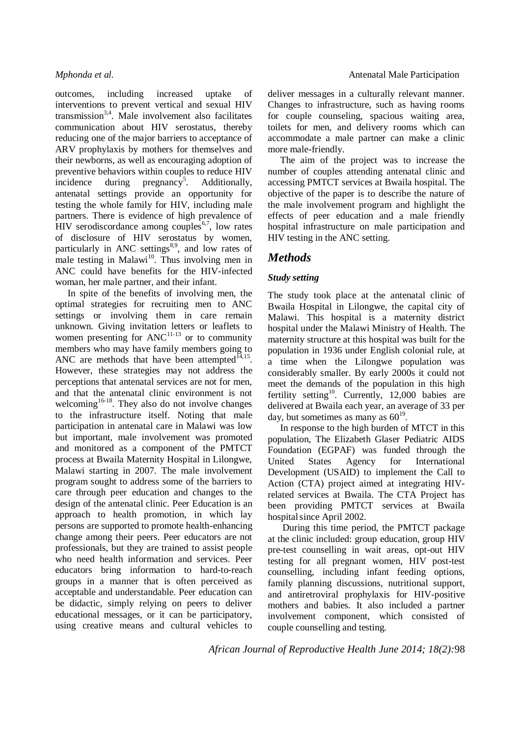outcomes, including increased uptake of interventions to prevent vertical and sexual HIV transmission[3,4]. Male involvement also facilitates communication about HIV serostatus, thereby reducing one of the major barriers to acceptance of ARV prophylaxis by mothers for themselves and their newborns, as well as encouraging adoption of preventive behaviors within couples to reduce HIV incidence during pregnancy[5]. Additionally, antenatal settings provide an opportunity for testing the whole family for HIV, including male partners. There is evidence of high prevalence of HIV serodiscordance among couples[6,7], low rates of disclosure of HIV serostatus by women, particularly in ANC settings[8,9], and low rates of male testing in Malawi[10]. Thus involving men in ANC could have benefits for the HIV-infected woman, her male partner, and their infant.

In spite of the benefits of involving men, the optimal strategies for recruiting men to ANC settings or involving them in care remain unknown. Giving invitation letters or leaflets to women presenting for ANC[11-13] or to community members who may have family members going to ANC are methods that have been attempted[14,15]. However, these strategies may not address the perceptions that antenatal services are not for men, and that the antenatal clinic environment is not welcoming[16-18]. They also do not involve changes to the infrastructure itself. Noting that male participation in antenatal care in Malawi was low but important, male involvement was promoted and monitored as a component of the PMTCT process at Bwaila Maternity Hospital in Lilongwe, Malawi starting in 2007. The male involvement program sought to address some of the barriers to care through peer education and changes to the design of the antenatal clinic. Peer Education is an approach to health promotion, in which lay persons are supported to promote health-enhancing change among their peers. Peer educators are not professionals, but they are trained to assist people who need health information and services. Peer educators bring information to hard-to-reach groups in a manner that is often perceived as acceptable and understandable. Peer education can be didactic, simply relying on peers to deliver educational messages, or it can be participatory, using creative means and cultural vehicles to deliver messages in a culturally relevant manner. Changes to infrastructure, such as having rooms for couple counseling, spacious waiting area, toilets for men, and delivery rooms which can accommodate a male partner can make a clinic more male-friendly.

The aim of the project was to increase the number of couples attending antenatal clinic and accessing PMTCT services at Bwaila hospital. The objective of the paper is to describe the nature of the male involvement program and highlight the effects of peer education and a male friendly hospital infrastructure on male participation and HIV testing in the ANC setting.

## Methods

### Study setting

The study took place at the antenatal clinic of Bwaila Hospital in Lilongwe, the capital city of Malawi. This hospital is a maternity district hospital under the Malawi Ministry of Health. The maternity structure at this hospital was built for the population in 1936 under English colonial rule, at a time when the Lilongwe population was considerably smaller. By early 2000s it could not meet the demands of the population in this high fertility setting[10]. Currently, 12,000 babies are delivered at Bwaila each year, an average of 33 per day, but sometimes as many as 60[19].

In response to the high burden of MTCT in this population, The Elizabeth Glaser Pediatric AIDS Foundation (EGPAF) was funded through the United States Agency for International Development (USAID) to implement the Call to Action (CTA) project aimed at integrating HIV-related services at Bwaila. The CTA Project has been providing PMTCT services at Bwaila hospital since April 2002.

During this time period, the PMTCT package at the clinic included: group education, group HIV pre-test counselling in wait areas, opt-out HIV testing for all pregnant women, HIV post-test counselling, including infant feeding options, family planning discussions, nutritional support, and antiretroviral prophylaxis for HIV-positive mothers and babies. It also included a partner involvement component, which consisted of couple counselling and testing.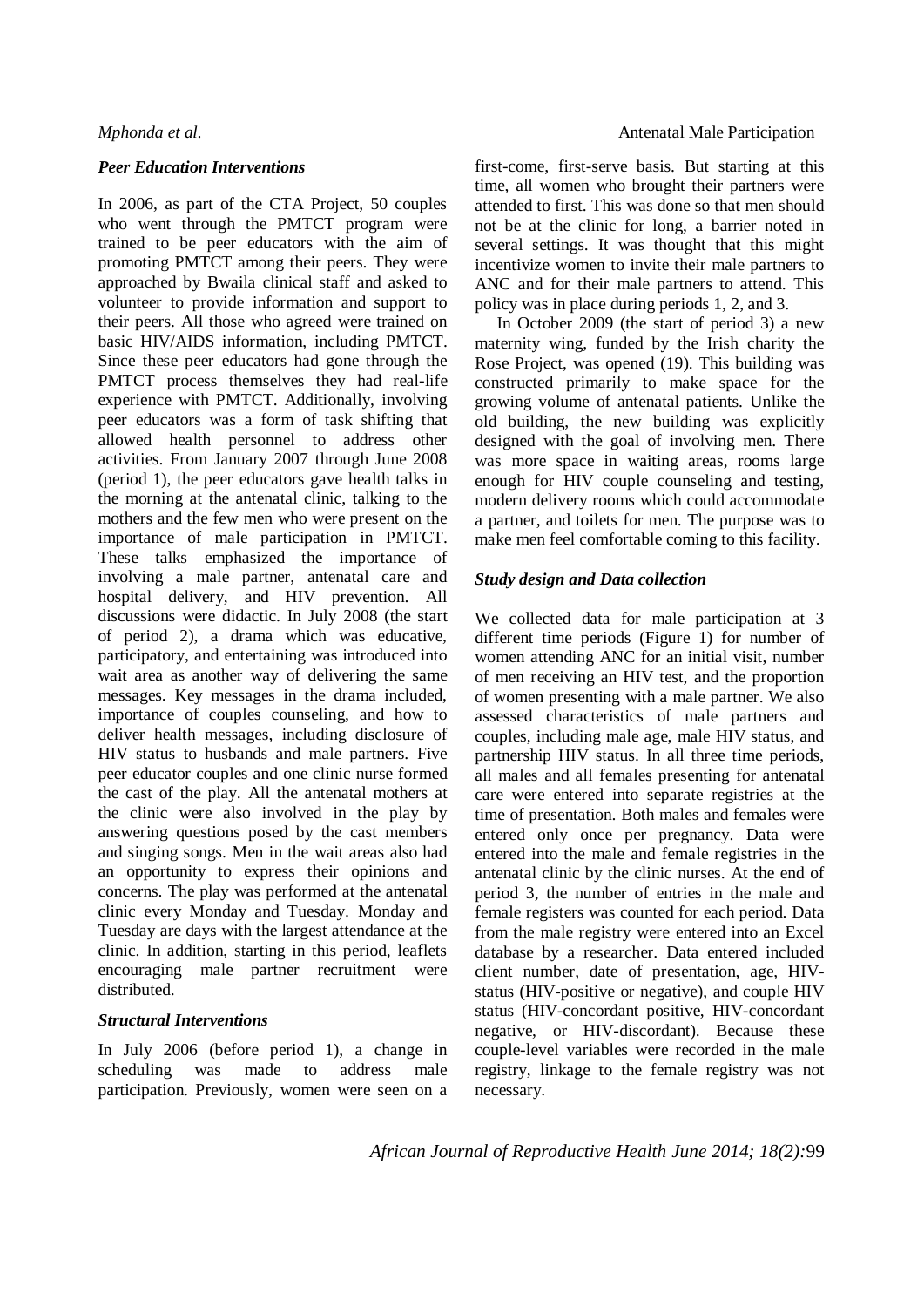### *Peer Education Interventions*

In 2006, as part of the CTA Project, 50 couples who went through the PMTCT program were trained to be peer educators with the aim of promoting PMTCT among their peers. They were approached by Bwaila clinical staff and asked to volunteer to provide information and support to their peers. All those who agreed were trained on basic HIV/AIDS information, including PMTCT. Since these peer educators had gone through the PMTCT process themselves they had real-life experience with PMTCT. Additionally, involving peer educators was a form of task shifting that allowed health personnel to address other activities. From January 2007 through June 2008 (period 1), the peer educators gave health talks in the morning at the antenatal clinic, talking to the mothers and the few men who were present on the importance of male participation in PMTCT. These talks emphasized the importance of involving a male partner, antenatal care and hospital delivery, and HIV prevention. All discussions were didactic. In July 2008 (the start of period 2), a drama which was educative, participatory, and entertaining was introduced into wait area as another way of delivering the same messages. Key messages in the drama included, importance of couples counseling, and how to deliver health messages, including disclosure of HIV status to husbands and male partners. Five peer educator couples and one clinic nurse formed the cast of the play. All the antenatal mothers at the clinic were also involved in the play by answering questions posed by the cast members and singing songs. Men in the wait areas also had an opportunity to express their opinions and concerns. The play was performed at the antenatal clinic every Monday and Tuesday. Monday and Tuesday are days with the largest attendance at the clinic. In addition, starting in this period, leaflets encouraging male partner recruitment were distributed.

### *Structural Interventions*

In July 2006 (before period 1), a change in scheduling was made to address male participation. Previously, women were seen on a first-come, first-serve basis. But starting at this time, all women who brought their partners were attended to first. This was done so that men should not be at the clinic for long, a barrier noted in several settings. It was thought that this might incentivize women to invite their male partners to ANC and for their male partners to attend. This policy was in place during periods 1, 2, and 3.

In October 2009 (the start of period 3) a new maternity wing, funded by the Irish charity the Rose Project, was opened (19). This building was constructed primarily to make space for the growing volume of antenatal patients. Unlike the old building, the new building was explicitly designed with the goal of involving men. There was more space in waiting areas, rooms large enough for HIV couple counseling and testing, modern delivery rooms which could accommodate a partner, and toilets for men. The purpose was to make men feel comfortable coming to this facility.

### *Study design and Data collection*

We collected data for male participation at 3 different time periods (Figure 1) for number of women attending ANC for an initial visit, number of men receiving an HIV test, and the proportion of women presenting with a male partner. We also assessed characteristics of male partners and couples, including male age, male HIV status, and partnership HIV status. In all three time periods, all males and all females presenting for antenatal care were entered into separate registries at the time of presentation. Both males and females were entered only once per pregnancy. Data were entered into the male and female registries in the antenatal clinic by the clinic nurses. At the end of period 3, the number of entries in the male and female registers was counted for each period. Data from the male registry were entered into an Excel database by a researcher. Data entered included client number, date of presentation, age, HIV-status (HIV-positive or negative), and couple HIV status (HIV-concordant positive, HIV-concordant negative, or HIV-discordant). Because these couple-level variables were recorded in the male registry, linkage to the female registry was not necessary.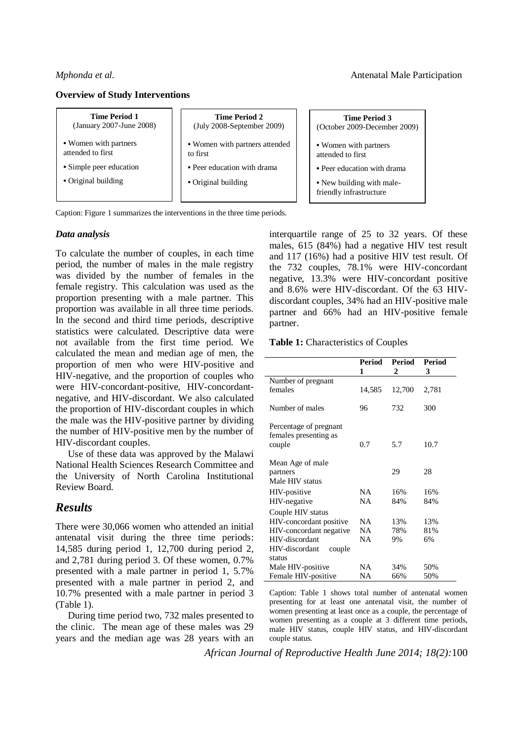**Overview of Study Interventions**

| Time Period 1 (January 2007-June 2008) | Time Period 2 (July 2008-September 2009) | Time Period 3 (October 2009-December 2009) |
|---|---|---|
| • Women with partners attended to first | • Women with partners attended to first | • Women with partners attended to first |
| • Simple peer education | • Peer education with drama | • Peer education with drama |
| • Original building | • Original building | • New building with male-friendly infrastructure |

Caption: Figure 1 summarizes the interventions in the three time periods.

### *Data analysis*

To calculate the number of couples, in each time period, the number of males in the male registry was divided by the number of females in the female registry. This calculation was used as the proportion presenting with a male partner. This proportion was available in all three time periods. In the second and third time periods, descriptive statistics were calculated. Descriptive data were not available from the first time period. We calculated the mean and median age of men, the proportion of men who were HIV-positive and HIV-negative, and the proportion of couples who were HIV-concordant-positive, HIV-concordant-negative, and HIV-discordant. We also calculated the proportion of HIV-discordant couples in which the male was the HIV-positive partner by dividing the number of HIV-positive men by the number of HIV-discordant couples.

Use of these data was approved by the Malawi National Health Sciences Research Committee and the University of North Carolina Institutional Review Board.

## *Results*

There were 30,066 women who attended an initial antenatal visit during the three time periods: 14,585 during period 1, 12,700 during period 2, and 2,781 during period 3. Of these women, 0.7% presented with a male partner in period 1, 5.7% presented with a male partner in period 2, and 10.7% presented with a male partner in period 3 (Table 1).

During time period two, 732 males presented to the clinic. The mean age of these males was 29 years and the median age was 28 years with an interquartile range of 25 to 32 years. Of these males, 615 (84%) had a negative HIV test result and 117 (16%) had a positive HIV test result. Of the 732 couples, 78.1% were HIV-concordant negative, 13.3% were HIV-concordant positive and 8.6% were HIV-discordant. Of the 63 HIV-discordant couples, 34% had an HIV-positive male partner and 66% had an HIV-positive female partner.

**Table 1:** Characteristics of Couples

| | Period 1 | Period 2 | Period 3 |
|---|---|---|---|
| Number of pregnant females | 14,585 | 12,700 | 2,781 |
| Number of males | 96 | 732 | 300 |
| Percentage of pregnant females presenting as couple | 0.7 | 5.7 | 10.7 |
| Mean Age of male partners | | 29 | 28 |
| Male HIV status | | | |
| HIV-positive | NA | 16% | 16% |
| HIV-negative | NA | 84% | 84% |
| Couple HIV status | | | |
| HIV-concordant positive | NA | 13% | 13% |
| HIV-concordant negative | NA | 78% | 81% |
| HIV-discordant | NA | 9% | 6% |
| HIV-discordant couple status | | | |
| Male HIV-positive | NA | 34% | 50% |
| Female HIV-positive | NA | 66% | 50% |

Caption: Table 1 shows total number of antenatal women presenting for at least one antenatal visit, the number of women presenting at least once as a couple, the percentage of women presenting as a couple at 3 different time periods, male HIV status, couple HIV status, and HIV-discordant couple status.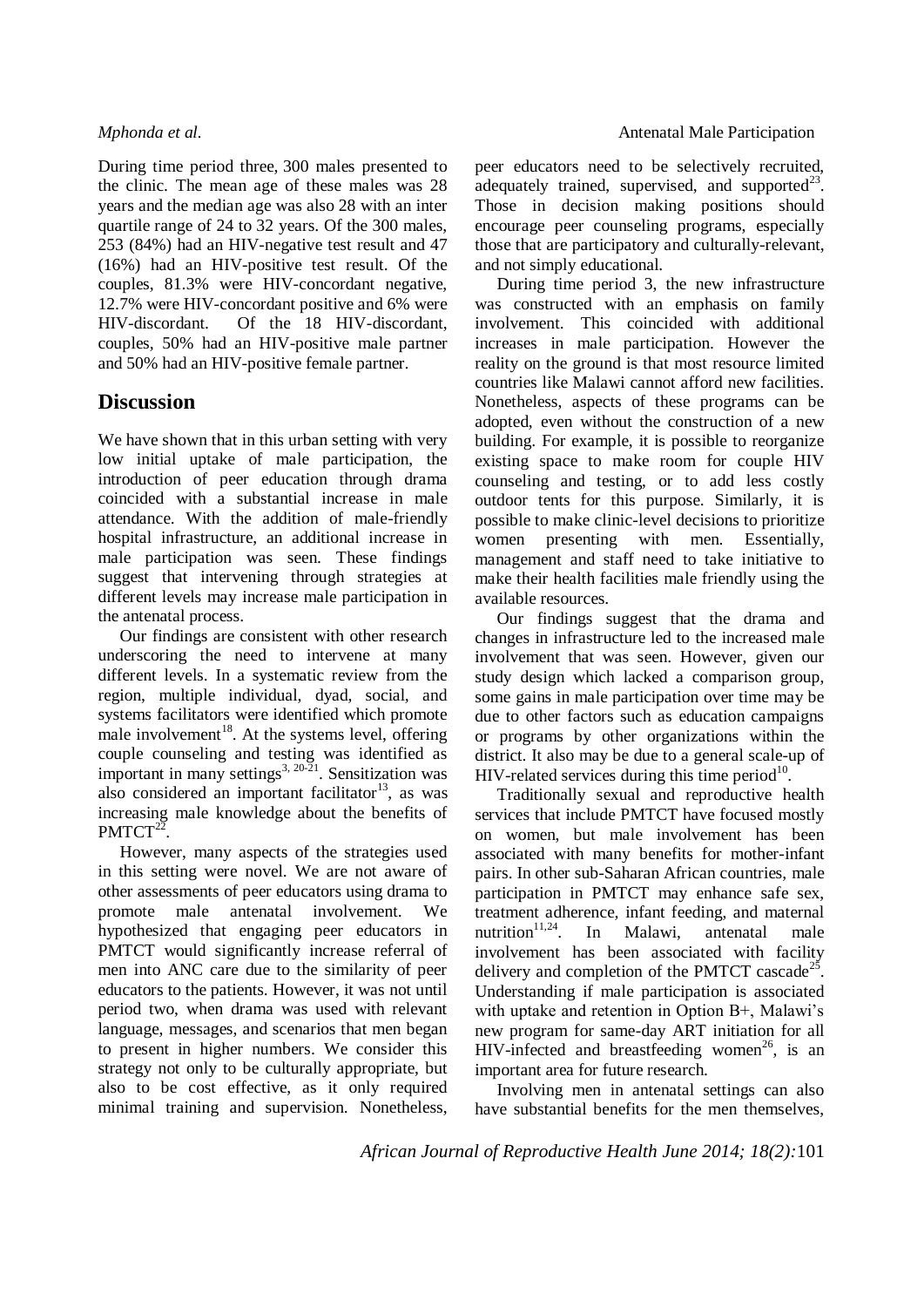During time period three, 300 males presented to the clinic. The mean age of these males was 28 years and the median age was also 28 with an inter quartile range of 24 to 32 years. Of the 300 males, 253 (84%) had an HIV-negative test result and 47 (16%) had an HIV-positive test result. Of the couples, 81.3% were HIV-concordant negative, 12.7% were HIV-concordant positive and 6% were HIV-discordant. Of the 18 HIV-discordant, couples, 50% had an HIV-positive male partner and 50% had an HIV-positive female partner.

## Discussion

We have shown that in this urban setting with very low initial uptake of male participation, the introduction of peer education through drama coincided with a substantial increase in male attendance. With the addition of male-friendly hospital infrastructure, an additional increase in male participation was seen. These findings suggest that intervening through strategies at different levels may increase male participation in the antenatal process.

Our findings are consistent with other research underscoring the need to intervene at many different levels. In a systematic review from the region, multiple individual, dyad, social, and systems facilitators were identified which promote male involvement[18]. At the systems level, offering couple counseling and testing was identified as important in many settings[3, 20-21]. Sensitization was also considered an important facilitator[13], as was increasing male knowledge about the benefits of PMTCT[22].

However, many aspects of the strategies used in this setting were novel. We are not aware of other assessments of peer educators using drama to promote male antenatal involvement. We hypothesized that engaging peer educators in PMTCT would significantly increase referral of men into ANC care due to the similarity of peer educators to the patients. However, it was not until period two, when drama was used with relevant language, messages, and scenarios that men began to present in higher numbers. We consider this strategy not only to be culturally appropriate, but also to be cost effective, as it only required minimal training and supervision. Nonetheless, peer educators need to be selectively recruited, adequately trained, supervised, and supported[23]. Those in decision making positions should encourage peer counseling programs, especially those that are participatory and culturally-relevant, and not simply educational.

During time period 3, the new infrastructure was constructed with an emphasis on family involvement. This coincided with additional increases in male participation. However the reality on the ground is that most resource limited countries like Malawi cannot afford new facilities. Nonetheless, aspects of these programs can be adopted, even without the construction of a new building. For example, it is possible to reorganize existing space to make room for couple HIV counseling and testing, or to add less costly outdoor tents for this purpose. Similarly, it is possible to make clinic-level decisions to prioritize women presenting with men. Essentially, management and staff need to take initiative to make their health facilities male friendly using the available resources.

Our findings suggest that the drama and changes in infrastructure led to the increased male involvement that was seen. However, given our study design which lacked a comparison group, some gains in male participation over time may be due to other factors such as education campaigns or programs by other organizations within the district. It also may be due to a general scale-up of HIV-related services during this time period[10].

Traditionally sexual and reproductive health services that include PMTCT have focused mostly on women, but male involvement has been associated with many benefits for mother-infant pairs. In other sub-Saharan African countries, male participation in PMTCT may enhance safe sex, treatment adherence, infant feeding, and maternal nutrition[11,24]. In Malawi, antenatal male involvement has been associated with facility delivery and completion of the PMTCT cascade[25]. Understanding if male participation is associated with uptake and retention in Option B+, Malawi's new program for same-day ART initiation for all HIV-infected and breastfeeding women[26], is an important area for future research.

Involving men in antenatal settings can also have substantial benefits for the men themselves,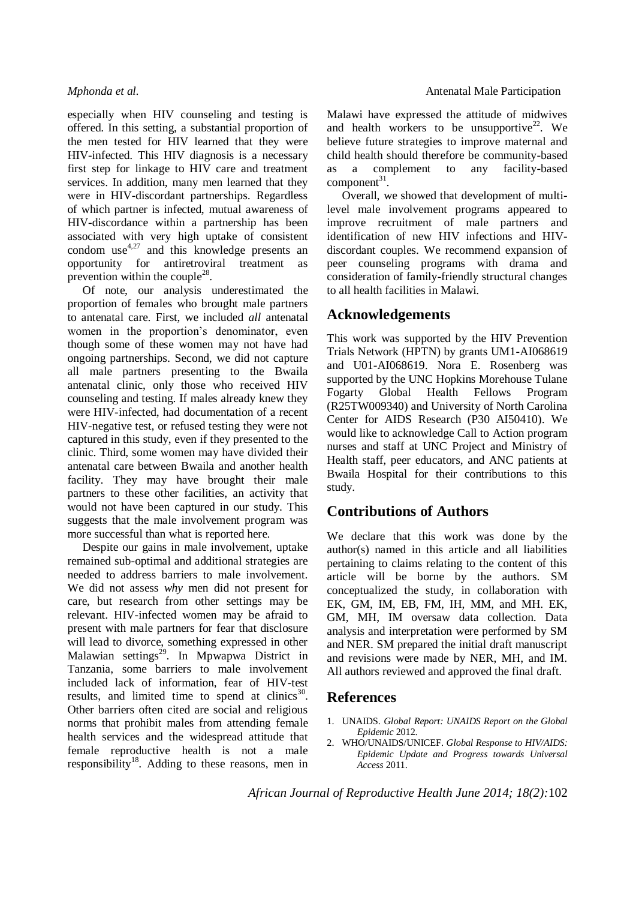especially when HIV counseling and testing is offered. In this setting, a substantial proportion of the men tested for HIV learned that they were HIV-infected. This HIV diagnosis is a necessary first step for linkage to HIV care and treatment services. In addition, many men learned that they were in HIV-discordant partnerships. Regardless of which partner is infected, mutual awareness of HIV-discordance within a partnership has been associated with very high uptake of consistent condom use[4,27] and this knowledge presents an opportunity for antiretroviral treatment as prevention within the couple[28].

Of note, our analysis underestimated the proportion of females who brought male partners to antenatal care. First, we included *all* antenatal women in the proportion's denominator, even though some of these women may not have had ongoing partnerships. Second, we did not capture all male partners presenting to the Bwaila antenatal clinic, only those who received HIV counseling and testing. If males already knew they were HIV-infected, had documentation of a recent HIV-negative test, or refused testing they were not captured in this study, even if they presented to the clinic. Third, some women may have divided their antenatal care between Bwaila and another health facility. They may have brought their male partners to these other facilities, an activity that would not have been captured in our study. This suggests that the male involvement program was more successful than what is reported here.

Despite our gains in male involvement, uptake remained sub-optimal and additional strategies are needed to address barriers to male involvement. We did not assess *why* men did not present for care, but research from other settings may be relevant. HIV-infected women may be afraid to present with male partners for fear that disclosure will lead to divorce, something expressed in other Malawian settings[29]. In Mpwapwa District in Tanzania, some barriers to male involvement included lack of information, fear of HIV-test results, and limited time to spend at clinics[30]. Other barriers often cited are social and religious norms that prohibit males from attending female health services and the widespread attitude that female reproductive health is not a male responsibility[18]. Adding to these reasons, men in Malawi have expressed the attitude of midwives and health workers to be unsupportive[22]. We believe future strategies to improve maternal and child health should therefore be community-based as a complement to any facility-based component[31].

Overall, we showed that development of multi-level male involvement programs appeared to improve recruitment of male partners and identification of new HIV infections and HIV-discordant couples. We recommend expansion of peer counseling programs with drama and consideration of family-friendly structural changes to all health facilities in Malawi.

## Acknowledgements

This work was supported by the HIV Prevention Trials Network (HPTN) by grants UM1-AI068619 and U01-AI068619. Nora E. Rosenberg was supported by the UNC Hopkins Morehouse Tulane Fogarty Global Health Fellows Program (R25TW009340) and University of North Carolina Center for AIDS Research (P30 AI50410). We would like to acknowledge Call to Action program nurses and staff at UNC Project and Ministry of Health staff, peer educators, and ANC patients at Bwaila Hospital for their contributions to this study.

## Contributions of Authors

We declare that this work was done by the author(s) named in this article and all liabilities pertaining to claims relating to the content of this article will be borne by the authors. SM conceptualized the study, in collaboration with EK, GM, IM, EB, FM, IH, MM, and MH. EK, GM, MH, IM oversaw data collection. Data analysis and interpretation were performed by SM and NER. SM prepared the initial draft manuscript and revisions were made by NER, MH, and IM. All authors reviewed and approved the final draft.

## References

1. UNAIDS. *Global Report: UNAIDS Report on the Global Epidemic* 2012.
2. WHO/UNAIDS/UNICEF. *Global Response to HIV/AIDS: Epidemic Update and Progress towards Universal Access* 2011.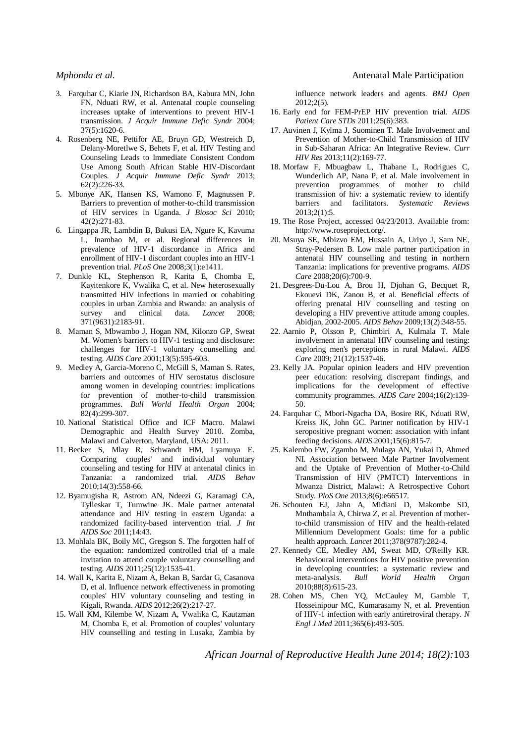3. Farquhar C, Kiarie JN, Richardson BA, Kabura MN, John FN, Nduati RW, et al. Antenatal couple counseling increases uptake of interventions to prevent HIV-1 transmission. *J Acquir Immune Defic Syndr* 2004; 37(5):1620-6.
4. Rosenberg NE, Pettifor AE, Bruyn GD, Westreich D, Delany-Moretlwe S, Behets F, et al. HIV Testing and Counseling Leads to Immediate Consistent Condom Use Among South African Stable HIV-Discordant Couples. *J Acquir Immune Defic Syndr* 2013; 62(2):226-33.
5. Mbonye AK, Hansen KS, Wamono F, Magnussen P. Barriers to prevention of mother-to-child transmission of HIV services in Uganda. *J Biosoc Sci* 2010; 42(2):271-83.
6. Lingappa JR, Lambdin B, Bukusi EA, Ngure K, Kavuma L, Inambao M, et al. Regional differences in prevalence of HIV-1 discordance in Africa and enrollment of HIV-1 discordant couples into an HIV-1 prevention trial. *PLoS One* 2008;3(1):e1411.
7. Dunkle KL, Stephenson R, Karita E, Chomba E, Kayitenkore K, Vwalika C, et al. New heterosexually transmitted HIV infections in married or cohabiting couples in urban Zambia and Rwanda: an analysis of survey and clinical data. *Lancet* 2008; 371(9631):2183-91.
8. Maman S, Mbwambo J, Hogan NM, Kilonzo GP, Sweat M. Women's barriers to HIV-1 testing and disclosure: challenges for HIV-1 voluntary counselling and testing. *AIDS Care* 2001;13(5):595-603.
9. Medley A, Garcia-Moreno C, McGill S, Maman S. Rates, barriers and outcomes of HIV serostatus disclosure among women in developing countries: implications for prevention of mother-to-child transmission programmes. *Bull World Health Organ* 2004; 82(4):299-307.
10. National Statistical Office and ICF Macro. Malawi Demographic and Health Survey 2010. Zomba, Malawi and Calverton, Maryland, USA: 2011.
11. Becker S, Mlay R, Schwandt HM, Lyamuya E. Comparing couples' and individual voluntary counseling and testing for HIV at antenatal clinics in Tanzania: a randomized trial. *AIDS Behav* 2010;14(3):558-66.
12. Byamugisha R, Astrom AN, Ndeezi G, Karamagi CA, Tylleskar T, Tumwine JK. Male partner antenatal attendance and HIV testing in eastern Uganda: a randomized facility-based intervention trial. *J Int AIDS Soc* 2011;14:43.
13. Mohlala BK, Boily MC, Gregson S. The forgotten half of the equation: randomized controlled trial of a male invitation to attend couple voluntary counselling and testing. *AIDS* 2011;25(12):1535-41.
14. Wall K, Karita E, Nizam A, Bekan B, Sardar G, Casanova D, et al. Influence network effectiveness in promoting couples' HIV voluntary counseling and testing in Kigali, Rwanda. *AIDS* 2012;26(2):217-27.
15. Wall KM, Kilembe W, Nizam A, Vwalika C, Kautzman M, Chomba E, et al. Promotion of couples' voluntary HIV counselling and testing in Lusaka, Zambia by influence network leaders and agents. *BMJ Open* 2012;2(5).
16. Early end for FEM-PrEP HIV prevention trial. *AIDS Patient Care STDs* 2011;25(6):383.
17. Auvinen J, Kylma J, Suominen T. Male Involvement and Prevention of Mother-to-Child Transmission of HIV in Sub-Saharan Africa: An Integrative Review. *Curr HIV Res* 2013;11(2):169-77.
18. Morfaw F, Mbuagbaw L, Thabane L, Rodrigues C, Wunderlich AP, Nana P, et al. Male involvement in prevention programmes of mother to child transmission of hiv: a systematic review to identify barriers and facilitators. *Systematic Reviews* 2013;2(1):5.
19. The Rose Project, accessed 04/23/2013. Available from: http://www.roseproject.org/.
20. Msuya SE, Mbizvo EM, Hussain A, Uriyo J, Sam NE, Stray-Pedersen B. Low male partner participation in antenatal HIV counselling and testing in northern Tanzania: implications for preventive programs. *AIDS Care* 2008;20(6):700-9.
21. Desgrees-Du-Lou A, Brou H, Djohan G, Becquet R, Ekouevi DK, Zanou B, et al. Beneficial effects of offering prenatal HIV counselling and testing on developing a HIV preventive attitude among couples. Abidjan, 2002-2005. *AIDS Behav* 2009;13(2):348-55.
22. Aarnio P, Olsson P, Chimbiri A, Kulmala T. Male involvement in antenatal HIV counseling and testing: exploring men's perceptions in rural Malawi. *AIDS Care* 2009; 21(12):1537-46.
23. Kelly JA. Popular opinion leaders and HIV prevention peer education: resolving discrepant findings, and implications for the development of effective community programmes. *AIDS Care* 2004;16(2):139-50.
24. Farquhar C, Mbori-Ngacha DA, Bosire RK, Nduati RW, Kreiss JK, John GC. Partner notification by HIV-1 seropositive pregnant women: association with infant feeding decisions. *AIDS* 2001;15(6):815-7.
25. Kalembo FW, Zgambo M, Mulaga AN, Yukai D, Ahmed NI. Association between Male Partner Involvement and the Uptake of Prevention of Mother-to-Child Transmission of HIV (PMTCT) Interventions in Mwanza District, Malawi: A Retrospective Cohort Study. *PloS One* 2013;8(6):e66517.
26. Schouten EJ, Jahn A, Midiani D, Makombe SD, Mnthambala A, Chirwa Z, et al. Prevention of mother-to-child transmission of HIV and the health-related Millennium Development Goals: time for a public health approach. *Lancet* 2011;378(9787):282-4.
27. Kennedy CE, Medley AM, Sweat MD, O'Reilly KR. Behavioural interventions for HIV positive prevention in developing countries: a systematic review and meta-analysis. *Bull World Health Organ* 2010;88(8):615-23.
28. Cohen MS, Chen YQ, McCauley M, Gamble T, Hosseinipour MC, Kumarasamy N, et al. Prevention of HIV-1 infection with early antiretroviral therapy. *N Engl J Med* 2011;365(6):493-505.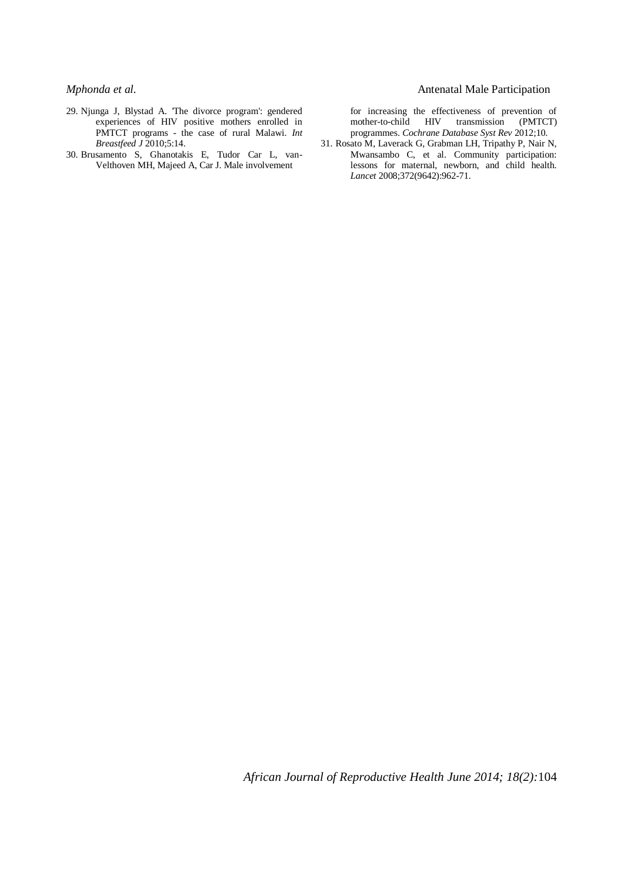29. Njunga J, Blystad A. 'The divorce program': gendered experiences of HIV positive mothers enrolled in PMTCT programs - the case of rural Malawi. *Int Breastfeed J* 2010;5:14.
30. Brusamento S, Ghanotakis E, Tudor Car L, van-Velthoven MH, Majeed A, Car J. Male involvement for increasing the effectiveness of prevention of mother-to-child HIV transmission (PMTCT) programmes. *Cochrane Database Syst Rev* 2012;10.
31. Rosato M, Laverack G, Grabman LH, Tripathy P, Nair N, Mwansambo C, et al. Community participation: lessons for maternal, newborn, and child health. *Lancet* 2008;372(9642):962-71.